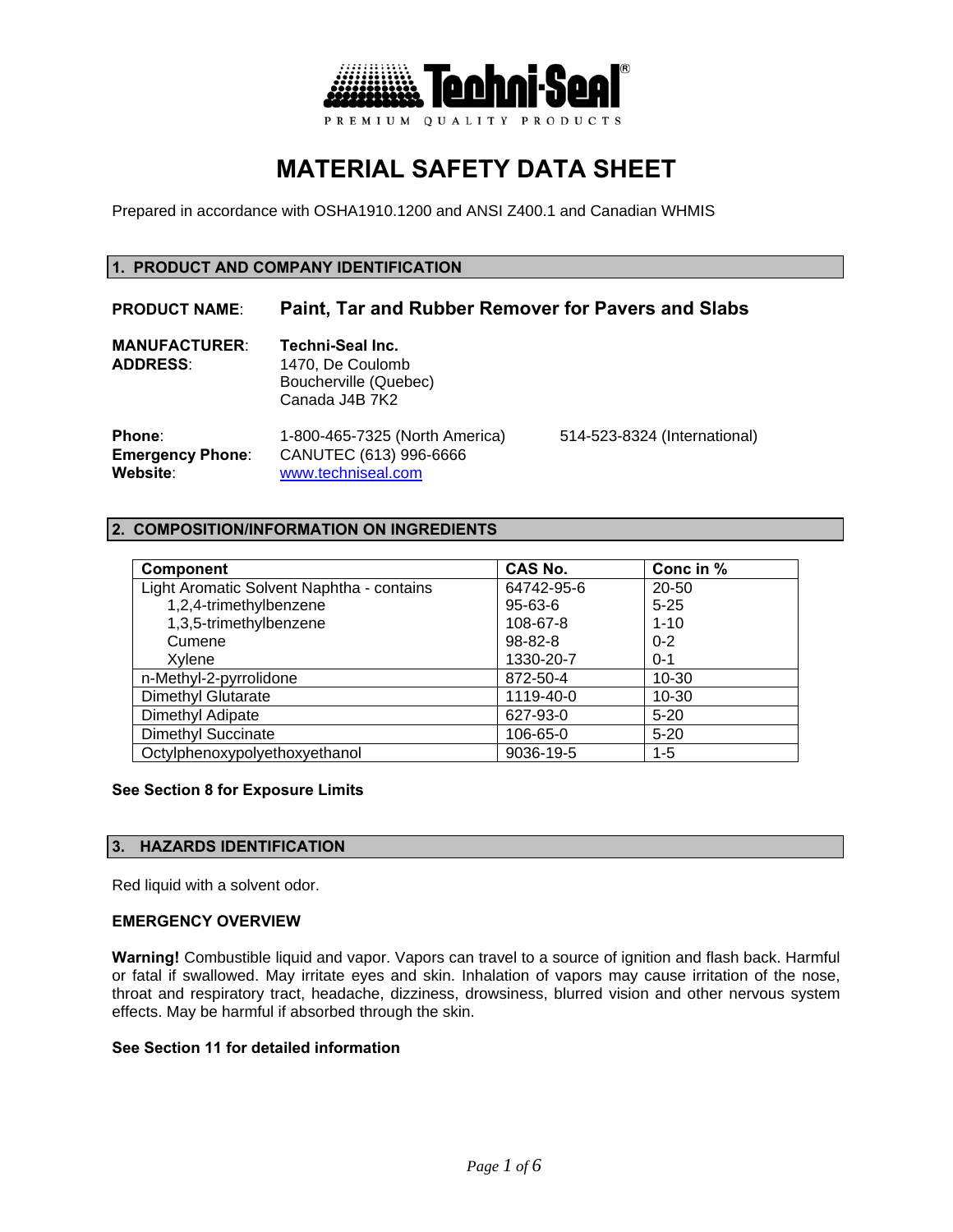Techni-Seal®

PREMIUM QUALITY PRODUCTS

# MATERIAL SAFETY DATA SHEET

Prepared in accordance with OSHA1910.1200 and ANSI Z400.1 and Canadian WHMIS

## 1. PRODUCT AND COMPANY IDENTIFICATION

**PRODUCT NAME**: **Paint, Tar and Rubber Remover for Pavers and Slabs**

**MANUFACTURER**: **Techni-Seal Inc.**
**ADDRESS**: 1470, De Coulomb
Boucherville (Quebec)
Canada J4B 7K2

**Phone**: 1-800-465-7325 (North America) 514-523-8324 (International)
**Emergency Phone**: CANUTEC (613) 996-6666
**Website**: www.techniseal.com

## 2. COMPOSITION/INFORMATION ON INGREDIENTS

| Component | CAS No. | Conc in % |
|---|---|---|
| Light Aromatic Solvent Naphtha - contains | 64742-95-6 | 20-50 |
| 1,2,4-trimethylbenzene | 95-63-6 | 5-25 |
| 1,3,5-trimethylbenzene | 108-67-8 | 1-10 |
| Cumene | 98-82-8 | 0-2 |
| Xylene | 1330-20-7 | 0-1 |
| n-Methyl-2-pyrrolidone | 872-50-4 | 10-30 |
| Dimethyl Glutarate | 1119-40-0 | 10-30 |
| Dimethyl Adipate | 627-93-0 | 5-20 |
| Dimethyl Succinate | 106-65-0 | 5-20 |
| Octylphenoxypolyethoxyethanol | 9036-19-5 | 1-5 |

**See Section 8 for Exposure Limits**

## 3. HAZARDS IDENTIFICATION

Red liquid with a solvent odor.

**EMERGENCY OVERVIEW**

**Warning!** Combustible liquid and vapor. Vapors can travel to a source of ignition and flash back. Harmful or fatal if swallowed. May irritate eyes and skin. Inhalation of vapors may cause irritation of the nose, throat and respiratory tract, headache, dizziness, drowsiness, blurred vision and other nervous system effects. May be harmful if absorbed through the skin.

**See Section 11 for detailed information**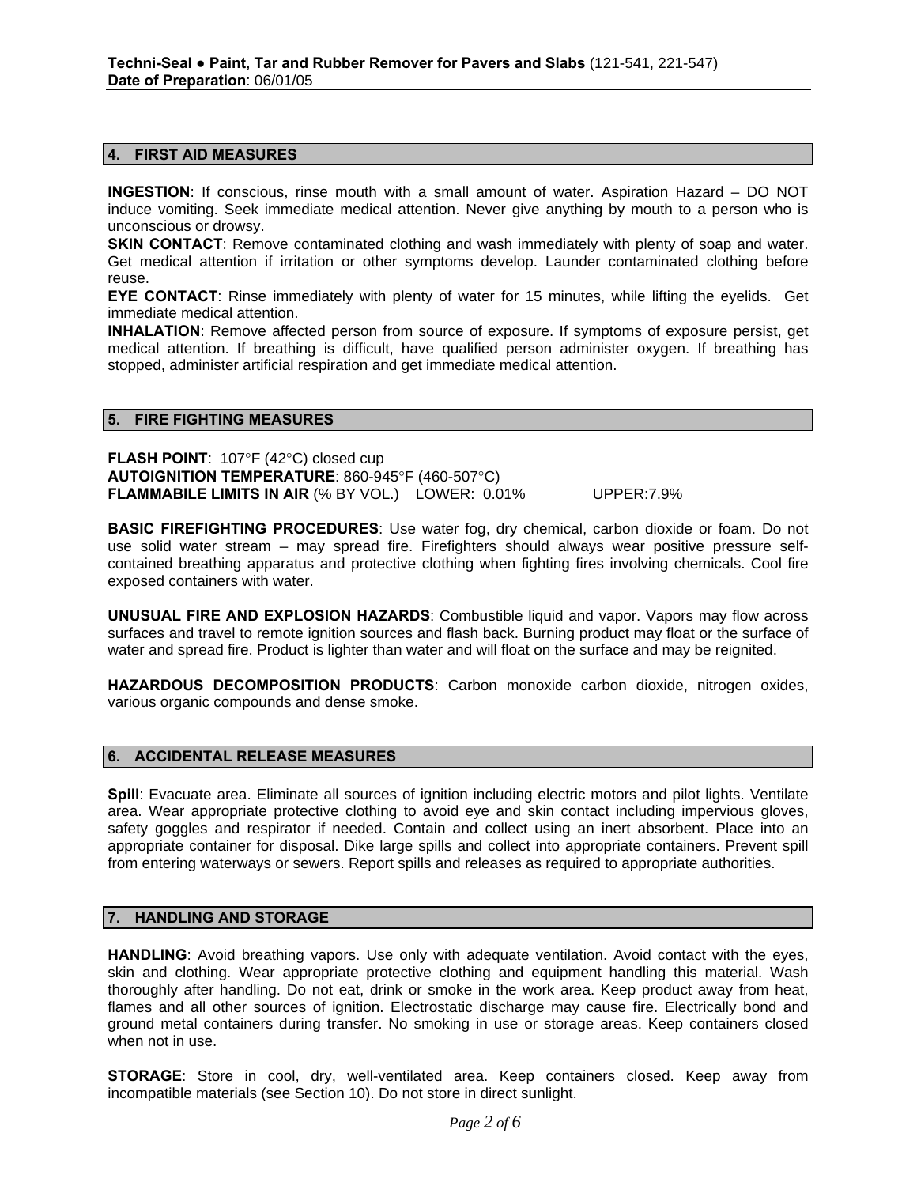## 4. FIRST AID MEASURES

**INGESTION**: If conscious, rinse mouth with a small amount of water. Aspiration Hazard – DO NOT induce vomiting. Seek immediate medical attention. Never give anything by mouth to a person who is unconscious or drowsy.
**SKIN CONTACT**: Remove contaminated clothing and wash immediately with plenty of soap and water. Get medical attention if irritation or other symptoms develop. Launder contaminated clothing before reuse.
**EYE CONTACT**: Rinse immediately with plenty of water for 15 minutes, while lifting the eyelids. Get immediate medical attention.
**INHALATION**: Remove affected person from source of exposure. If symptoms of exposure persist, get medical attention. If breathing is difficult, have qualified person administer oxygen. If breathing has stopped, administer artificial respiration and get immediate medical attention.

## 5. FIRE FIGHTING MEASURES

**FLASH POINT**: 107°F (42°C) closed cup
**AUTOIGNITION TEMPERATURE**: 860-945°F (460-507°C)
**FLAMMABILE LIMITS IN AIR** (% BY VOL.) LOWER: 0.01% UPPER:7.9%

**BASIC FIREFIGHTING PROCEDURES**: Use water fog, dry chemical, carbon dioxide or foam. Do not use solid water stream – may spread fire. Firefighters should always wear positive pressure self-contained breathing apparatus and protective clothing when fighting fires involving chemicals. Cool fire exposed containers with water.

**UNUSUAL FIRE AND EXPLOSION HAZARDS**: Combustible liquid and vapor. Vapors may flow across surfaces and travel to remote ignition sources and flash back. Burning product may float or the surface of water and spread fire. Product is lighter than water and will float on the surface and may be reignited.

**HAZARDOUS DECOMPOSITION PRODUCTS**: Carbon monoxide carbon dioxide, nitrogen oxides, various organic compounds and dense smoke.

## 6. ACCIDENTAL RELEASE MEASURES

**Spill**: Evacuate area. Eliminate all sources of ignition including electric motors and pilot lights. Ventilate area. Wear appropriate protective clothing to avoid eye and skin contact including impervious gloves, safety goggles and respirator if needed. Contain and collect using an inert absorbent. Place into an appropriate container for disposal. Dike large spills and collect into appropriate containers. Prevent spill from entering waterways or sewers. Report spills and releases as required to appropriate authorities.

## 7. HANDLING AND STORAGE

**HANDLING**: Avoid breathing vapors. Use only with adequate ventilation. Avoid contact with the eyes, skin and clothing. Wear appropriate protective clothing and equipment handling this material. Wash thoroughly after handling. Do not eat, drink or smoke in the work area. Keep product away from heat, flames and all other sources of ignition. Electrostatic discharge may cause fire. Electrically bond and ground metal containers during transfer. No smoking in use or storage areas. Keep containers closed when not in use.

**STORAGE**: Store in cool, dry, well-ventilated area. Keep containers closed. Keep away from incompatible materials (see Section 10). Do not store in direct sunlight.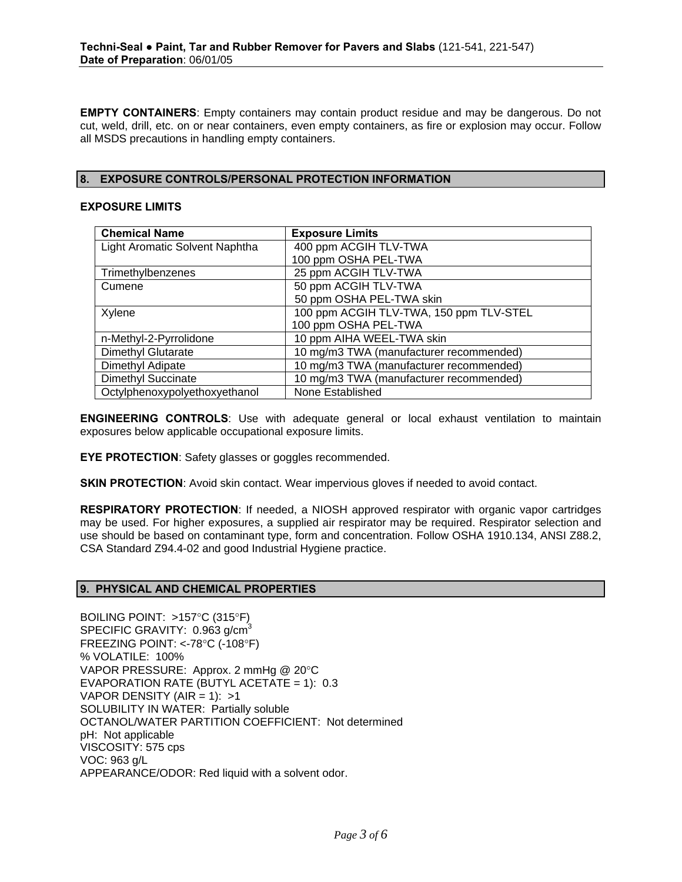**EMPTY CONTAINERS**: Empty containers may contain product residue and may be dangerous. Do not cut, weld, drill, etc. on or near containers, even empty containers, as fire or explosion may occur. Follow all MSDS precautions in handling empty containers.

## 8. EXPOSURE CONTROLS/PERSONAL PROTECTION INFORMATION

**EXPOSURE LIMITS**

| Chemical Name | Exposure Limits |
|---|---|
| Light Aromatic Solvent Naphtha | 400 ppm ACGIH TLV-TWA<br>100 ppm OSHA PEL-TWA |
| Trimethylbenzenes | 25 ppm ACGIH TLV-TWA |
| Cumene | 50 ppm ACGIH TLV-TWA<br>50 ppm OSHA PEL-TWA skin |
| Xylene | 100 ppm ACGIH TLV-TWA, 150 ppm TLV-STEL<br>100 ppm OSHA PEL-TWA |
| n-Methyl-2-Pyrrolidone | 10 ppm AIHA WEEL-TWA skin |
| Dimethyl Glutarate | 10 mg/m3 TWA (manufacturer recommended) |
| Dimethyl Adipate | 10 mg/m3 TWA (manufacturer recommended) |
| Dimethyl Succinate | 10 mg/m3 TWA (manufacturer recommended) |
| Octylphenoxypolyethoxyethanol | None Established |

**ENGINEERING CONTROLS**: Use with adequate general or local exhaust ventilation to maintain exposures below applicable occupational exposure limits.

**EYE PROTECTION**: Safety glasses or goggles recommended.

**SKIN PROTECTION**: Avoid skin contact. Wear impervious gloves if needed to avoid contact.

**RESPIRATORY PROTECTION**: If needed, a NIOSH approved respirator with organic vapor cartridges may be used. For higher exposures, a supplied air respirator may be required. Respirator selection and use should be based on contaminant type, form and concentration. Follow OSHA 1910.134, ANSI Z88.2, CSA Standard Z94.4-02 and good Industrial Hygiene practice.

## 9. PHYSICAL AND CHEMICAL PROPERTIES

BOILING POINT: >157°C (315°F)
SPECIFIC GRAVITY: 0.963 g/cm$^3$
FREEZING POINT: <-78°C (-108°F)
% VOLATILE: 100%
VAPOR PRESSURE: Approx. 2 mmHg @ 20°C
EVAPORATION RATE (BUTYL ACETATE = 1): 0.3
VAPOR DENSITY (AIR = 1): >1
SOLUBILITY IN WATER: Partially soluble
OCTANOL/WATER PARTITION COEFFICIENT: Not determined
pH: Not applicable
VISCOSITY: 575 cps
VOC: 963 g/L
APPEARANCE/ODOR: Red liquid with a solvent odor.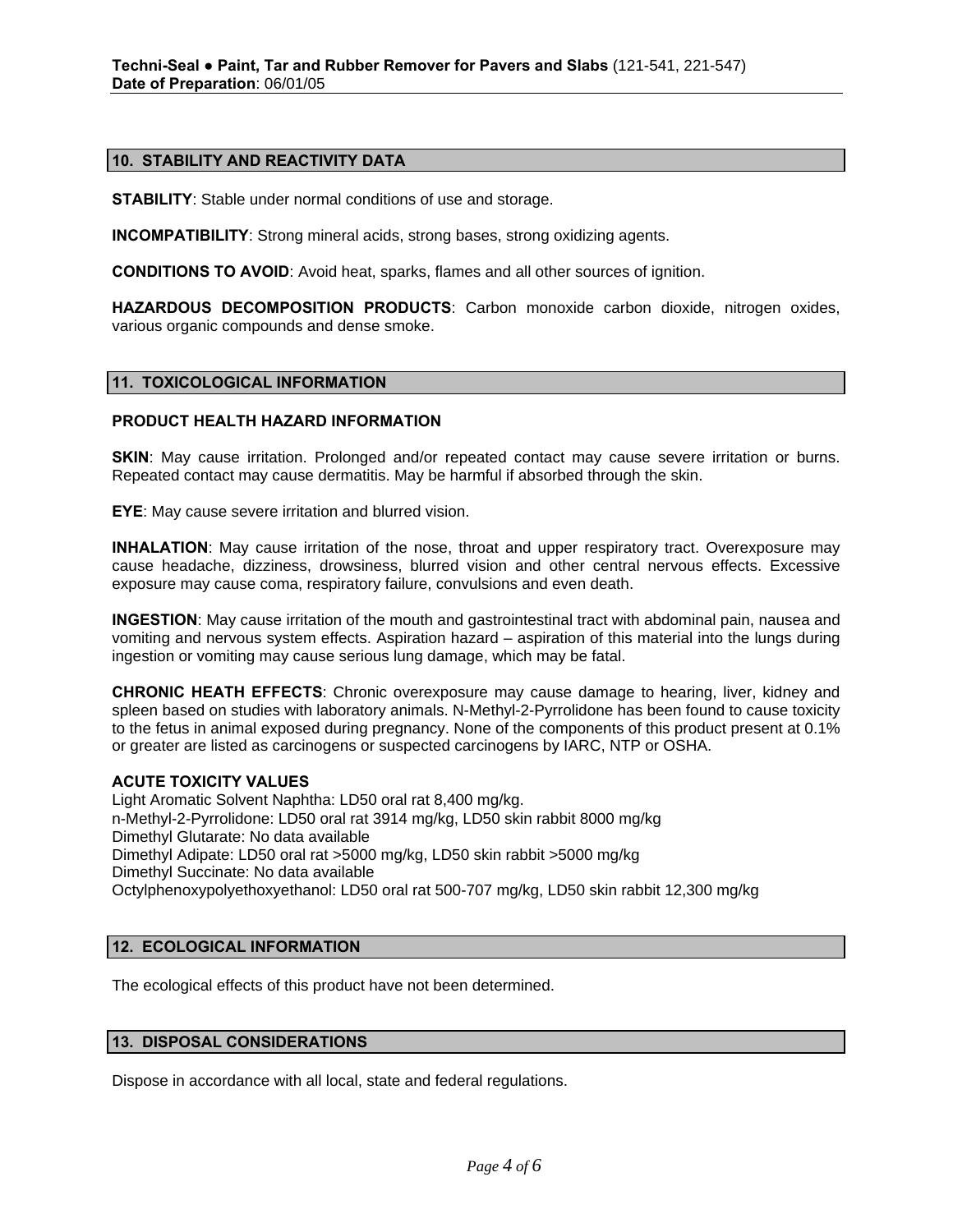## 10. STABILITY AND REACTIVITY DATA

**STABILITY**: Stable under normal conditions of use and storage.

**INCOMPATIBILITY**: Strong mineral acids, strong bases, strong oxidizing agents.

**CONDITIONS TO AVOID**: Avoid heat, sparks, flames and all other sources of ignition.

**HAZARDOUS DECOMPOSITION PRODUCTS**: Carbon monoxide carbon dioxide, nitrogen oxides, various organic compounds and dense smoke.

## 11. TOXICOLOGICAL INFORMATION

### PRODUCT HEALTH HAZARD INFORMATION

**SKIN**: May cause irritation. Prolonged and/or repeated contact may cause severe irritation or burns. Repeated contact may cause dermatitis. May be harmful if absorbed through the skin.

**EYE**: May cause severe irritation and blurred vision.

**INHALATION**: May cause irritation of the nose, throat and upper respiratory tract. Overexposure may cause headache, dizziness, drowsiness, blurred vision and other central nervous effects. Excessive exposure may cause coma, respiratory failure, convulsions and even death.

**INGESTION**: May cause irritation of the mouth and gastrointestinal tract with abdominal pain, nausea and vomiting and nervous system effects. Aspiration hazard – aspiration of this material into the lungs during ingestion or vomiting may cause serious lung damage, which may be fatal.

**CHRONIC HEATH EFFECTS**: Chronic overexposure may cause damage to hearing, liver, kidney and spleen based on studies with laboratory animals. N-Methyl-2-Pyrrolidone has been found to cause toxicity to the fetus in animal exposed during pregnancy. None of the components of this product present at 0.1% or greater are listed as carcinogens or suspected carcinogens by IARC, NTP or OSHA.

**ACUTE TOXICITY VALUES**
Light Aromatic Solvent Naphtha: LD50 oral rat 8,400 mg/kg.
n-Methyl-2-Pyrrolidone: LD50 oral rat 3914 mg/kg, LD50 skin rabbit 8000 mg/kg
Dimethyl Glutarate: No data available
Dimethyl Adipate: LD50 oral rat >5000 mg/kg, LD50 skin rabbit >5000 mg/kg
Dimethyl Succinate: No data available
Octylphenoxypolyethoxyethanol: LD50 oral rat 500-707 mg/kg, LD50 skin rabbit 12,300 mg/kg

## 12. ECOLOGICAL INFORMATION

The ecological effects of this product have not been determined.

## 13. DISPOSAL CONSIDERATIONS

Dispose in accordance with all local, state and federal regulations.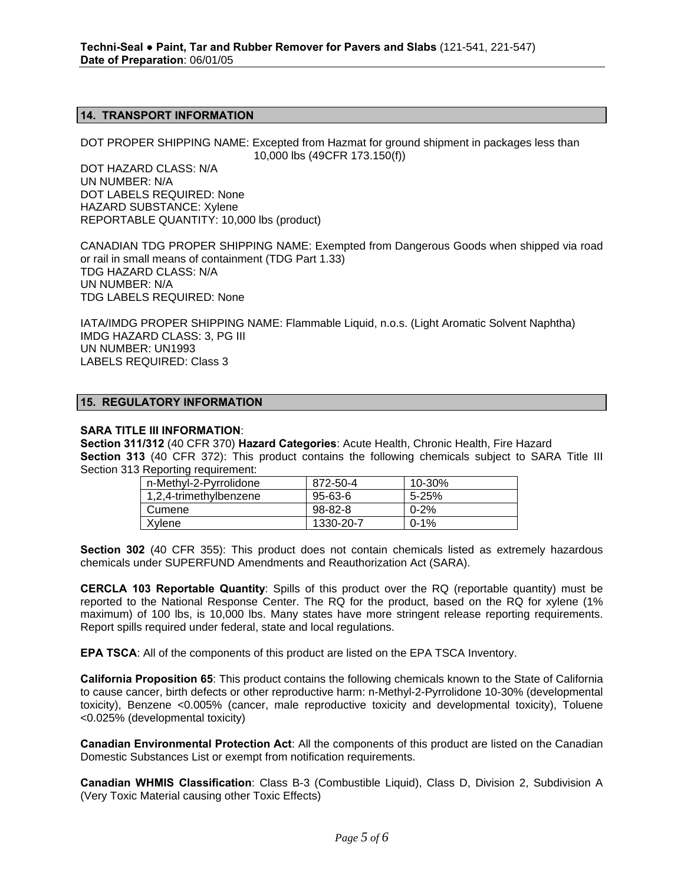## 14. TRANSPORT INFORMATION

DOT PROPER SHIPPING NAME: Excepted from Hazmat for ground shipment in packages less than 10,000 lbs (49CFR 173.150(f))
DOT HAZARD CLASS: N/A
UN NUMBER: N/A
DOT LABELS REQUIRED: None
HAZARD SUBSTANCE: Xylene
REPORTABLE QUANTITY: 10,000 lbs (product)

CANADIAN TDG PROPER SHIPPING NAME: Exempted from Dangerous Goods when shipped via road or rail in small means of containment (TDG Part 1.33)
TDG HAZARD CLASS: N/A
UN NUMBER: N/A
TDG LABELS REQUIRED: None

IATA/IMDG PROPER SHIPPING NAME: Flammable Liquid, n.o.s. (Light Aromatic Solvent Naphtha)
IMDG HAZARD CLASS: 3, PG III
UN NUMBER: UN1993
LABELS REQUIRED: Class 3

## 15. REGULATORY INFORMATION

**SARA TITLE III INFORMATION**:
**Section 311/312** (40 CFR 370) **Hazard Categories**: Acute Health, Chronic Health, Fire Hazard
**Section 313** (40 CFR 372): This product contains the following chemicals subject to SARA Title III Section 313 Reporting requirement:

| | | |
|---|---|---|
| n-Methyl-2-Pyrrolidone | 872-50-4 | 10-30% |
| 1,2,4-trimethylbenzene | 95-63-6 | 5-25% |
| Cumene | 98-82-8 | 0-2% |
| Xylene | 1330-20-7 | 0-1% |

**Section 302** (40 CFR 355): This product does not contain chemicals listed as extremely hazardous chemicals under SUPERFUND Amendments and Reauthorization Act (SARA).

**CERCLA 103 Reportable Quantity**: Spills of this product over the RQ (reportable quantity) must be reported to the National Response Center. The RQ for the product, based on the RQ for xylene (1% maximum) of 100 lbs, is 10,000 lbs. Many states have more stringent release reporting requirements. Report spills required under federal, state and local regulations.

**EPA TSCA**: All of the components of this product are listed on the EPA TSCA Inventory.

**California Proposition 65**: This product contains the following chemicals known to the State of California to cause cancer, birth defects or other reproductive harm: n-Methyl-2-Pyrrolidone 10-30% (developmental toxicity), Benzene <0.005% (cancer, male reproductive toxicity and developmental toxicity), Toluene <0.025% (developmental toxicity)

**Canadian Environmental Protection Act**: All the components of this product are listed on the Canadian Domestic Substances List or exempt from notification requirements.

**Canadian WHMIS Classification**: Class B-3 (Combustible Liquid), Class D, Division 2, Subdivision A (Very Toxic Material causing other Toxic Effects)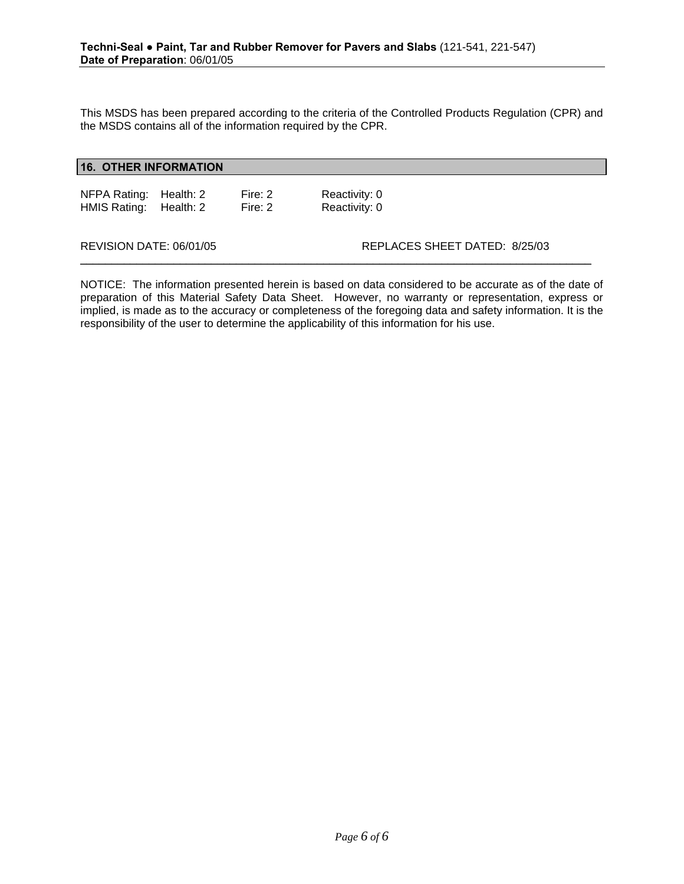This MSDS has been prepared according to the criteria of the Controlled Products Regulation (CPR) and the MSDS contains all of the information required by the CPR.

## 16. OTHER INFORMATION

| | | | |
|---|---|---|---|
| NFPA Rating: | Health: 2 | Fire: 2 | Reactivity: 0 |
| HMIS Rating: | Health: 2 | Fire: 2 | Reactivity: 0 |

REVISION DATE: 06/01/05 REPLACES SHEET DATED: 8/25/03

---

NOTICE: The information presented herein is based on data considered to be accurate as of the date of preparation of this Material Safety Data Sheet. However, no warranty or representation, express or implied, is made as to the accuracy or completeness of the foregoing data and safety information. It is the responsibility of the user to determine the applicability of this information for his use.